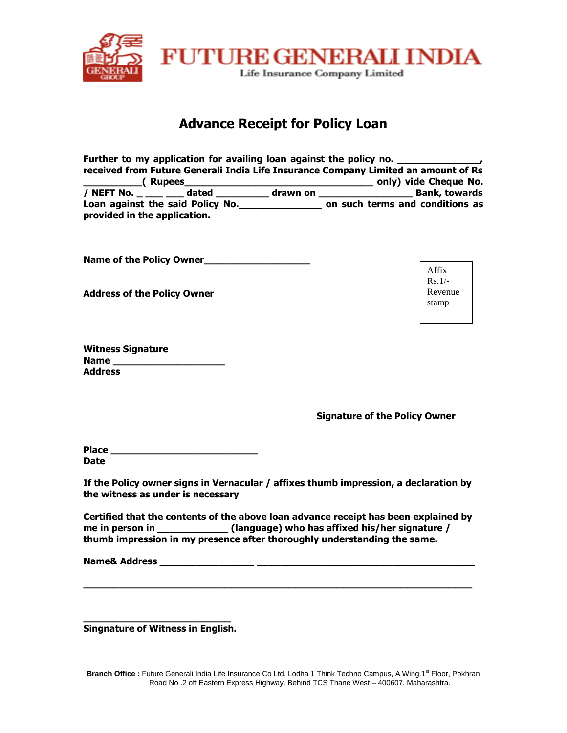**FUTURE GENERALI INDIA**
Life Insurance Company Limited

# Advance Receipt for Policy Loan

**Further to my application for availing loan against the policy no. _______________, received from Future Generali India Life Insurance Company Limited an amount of Rs ___________( Rupees___________________________________ only) vide Cheque No. / NEFT No. _ ___ ___ dated __________ drawn on __________________ Bank, towards Loan against the said Policy No._______________ on such terms and conditions as provided in the application.**

**Name of the Policy Owner____________________**

**Address of the Policy Owner**

Affix Rs.1/- Revenue stamp

**Witness Signature**
**Name _____________________**
**Address**

**Signature of the Policy Owner**

**Place ____________________________**
**Date**

**If the Policy owner signs in Vernacular / affixes thumb impression, a declaration by the witness as under is necessary**

**Certified that the contents of the above loan advance receipt has been explained by me in person in _____________ (language) who has affixed his/her signature / thumb impression in my presence after thoroughly understanding the same.**

**Name& Address _________________ _________________________________________**

**_________________________________________________________________________**

**____________________________**
**Singnature of Witness in English.**

**Branch Office :** Future Generali India Life Insurance Co Ltd. Lodha 1 Think Techno Campus, A Wing.1st Floor, Pokhran Road No .2 off Eastern Express Highway. Behind TCS Thane West – 400607. Maharashtra.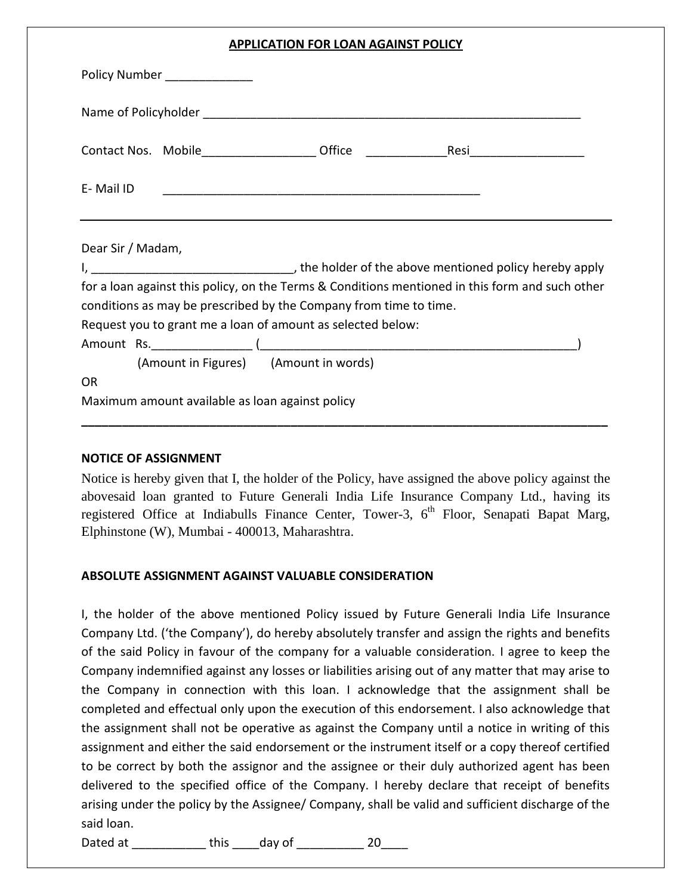# APPLICATION FOR LOAN AGAINST POLICY

Policy Number _____________

Name of Policyholder ___________________________________________________________

Contact Nos. Mobile_________________ Office ____________Resi_________________

E- Mail ID ________________________________________________

---

Dear Sir / Madam,

I, ______________________________, the holder of the above mentioned policy hereby apply for a loan against this policy, on the Terms & Conditions mentioned in this form and such other conditions as may be prescribed by the Company from time to time.

Request you to grant me a loan of amount as selected below:

Amount Rs._______________ (_________________________________________________)

(Amount in Figures) (Amount in words)

OR

Maximum amount available as loan against policy

---

**NOTICE OF ASSIGNMENT**

Notice is hereby given that I, the holder of the Policy, have assigned the above policy against the abovesaid loan granted to Future Generali India Life Insurance Company Ltd., having its registered Office at Indiabulls Finance Center, Tower-3, 6th Floor, Senapati Bapat Marg, Elphinstone (W), Mumbai - 400013, Maharashtra.

**ABSOLUTE ASSIGNMENT AGAINST VALUABLE CONSIDERATION**

I, the holder of the above mentioned Policy issued by Future Generali India Life Insurance Company Ltd. ('the Company'), do hereby absolutely transfer and assign the rights and benefits of the said Policy in favour of the company for a valuable consideration. I agree to keep the Company indemnified against any losses or liabilities arising out of any matter that may arise to the Company in connection with this loan. I acknowledge that the assignment shall be completed and effectual only upon the execution of this endorsement. I also acknowledge that the assignment shall not be operative as against the Company until a notice in writing of this assignment and either the said endorsement or the instrument itself or a copy thereof certified to be correct by both the assignor and the assignee or their duly authorized agent has been delivered to the specified office of the Company. I hereby declare that receipt of benefits arising under the policy by the Assignee/ Company, shall be valid and sufficient discharge of the said loan.

Dated at ___________ this ____day of __________ 20____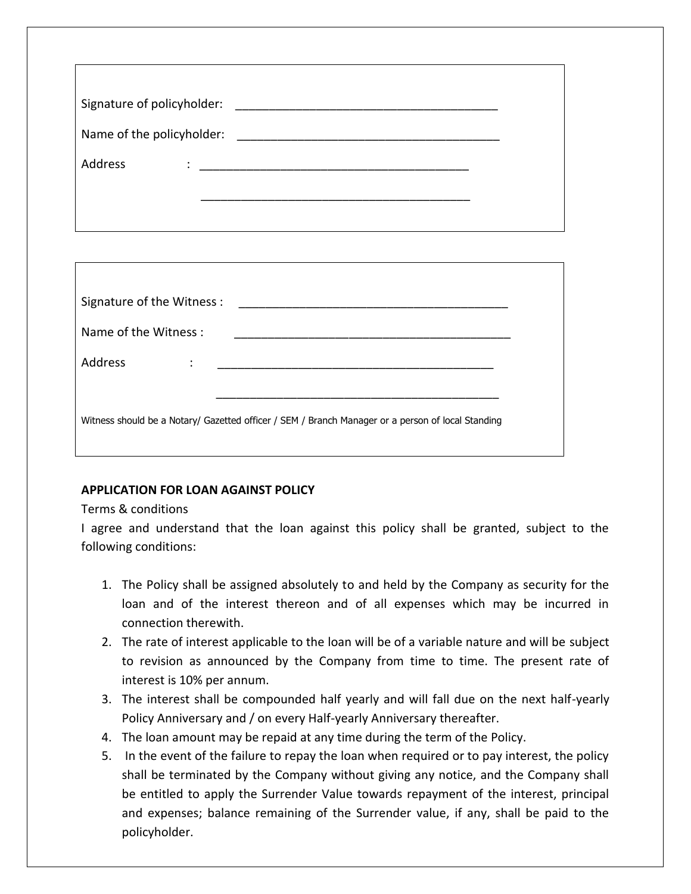Signature of policyholder: ________________________________________

Name of the policyholder: ________________________________________

Address : ________________________________________

________________________________________

Signature of the Witness : ________________________________________

Name of the Witness : ________________________________________

Address : ________________________________________

________________________________________

Witness should be a Notary/ Gazetted officer / SEM / Branch Manager or a person of local Standing

**APPLICATION FOR LOAN AGAINST POLICY**

Terms & conditions

I agree and understand that the loan against this policy shall be granted, subject to the following conditions:

1. The Policy shall be assigned absolutely to and held by the Company as security for the loan and of the interest thereon and of all expenses which may be incurred in connection therewith.
2. The rate of interest applicable to the loan will be of a variable nature and will be subject to revision as announced by the Company from time to time. The present rate of interest is 10% per annum.
3. The interest shall be compounded half yearly and will fall due on the next half-yearly Policy Anniversary and / on every Half-yearly Anniversary thereafter.
4. The loan amount may be repaid at any time during the term of the Policy.
5. In the event of the failure to repay the loan when required or to pay interest, the policy shall be terminated by the Company without giving any notice, and the Company shall be entitled to apply the Surrender Value towards repayment of the interest, principal and expenses; balance remaining of the Surrender value, if any, shall be paid to the policyholder.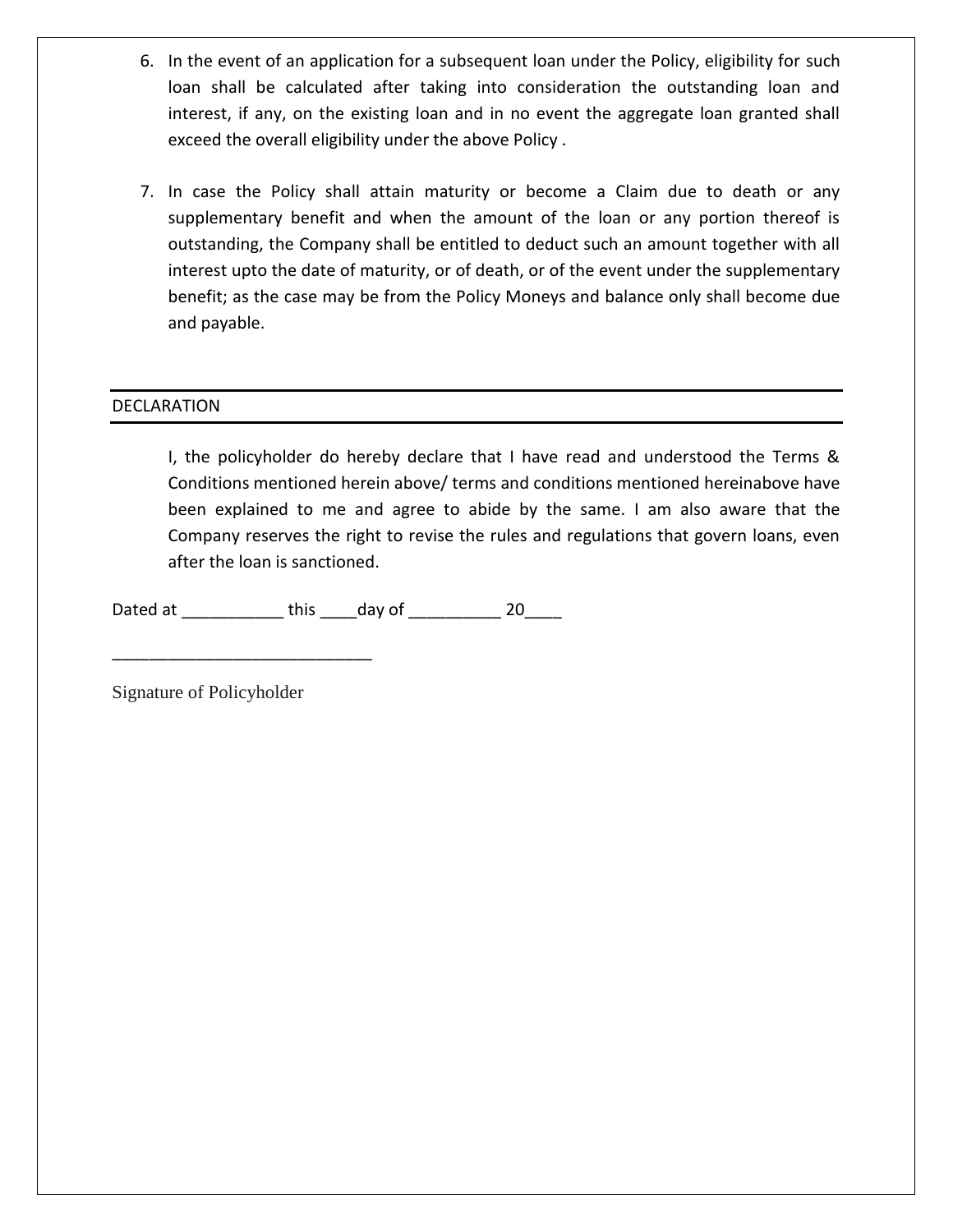6. In the event of an application for a subsequent loan under the Policy, eligibility for such loan shall be calculated after taking into consideration the outstanding loan and interest, if any, on the existing loan and in no event the aggregate loan granted shall exceed the overall eligibility under the above Policy .

7. In case the Policy shall attain maturity or become a Claim due to death or any supplementary benefit and when the amount of the loan or any portion thereof is outstanding, the Company shall be entitled to deduct such an amount together with all interest upto the date of maturity, or of death, or of the event under the supplementary benefit; as the case may be from the Policy Moneys and balance only shall become due and payable.

## DECLARATION

I, the policyholder do hereby declare that I have read and understood the Terms & Conditions mentioned herein above/ terms and conditions mentioned hereinabove have been explained to me and agree to abide by the same. I am also aware that the Company reserves the right to revise the rules and regulations that govern loans, even after the loan is sanctioned.

Dated at ___________ this ____day of __________ 20____

____________________________

Signature of Policyholder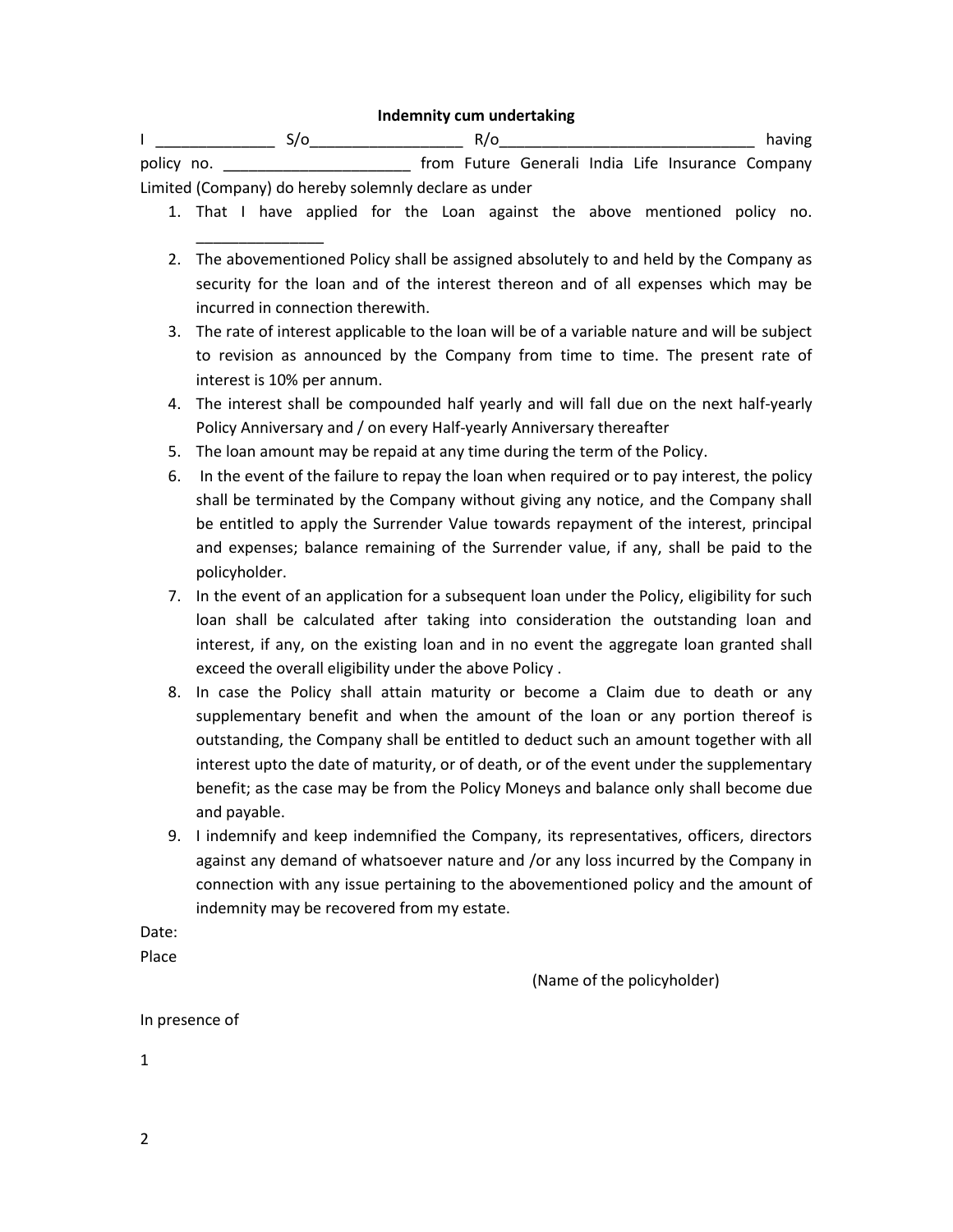**Indemnity cum undertaking**

I ______________ S/o__________________ R/o______________________________ having policy no. ______________________ from Future Generali India Life Insurance Company Limited (Company) do hereby solemnly declare as under

1. That I have applied for the Loan against the above mentioned policy no. _______________
2. The abovementioned Policy shall be assigned absolutely to and held by the Company as security for the loan and of the interest thereon and of all expenses which may be incurred in connection therewith.
3. The rate of interest applicable to the loan will be of a variable nature and will be subject to revision as announced by the Company from time to time. The present rate of interest is 10% per annum.
4. The interest shall be compounded half yearly and will fall due on the next half-yearly Policy Anniversary and / on every Half-yearly Anniversary thereafter
5. The loan amount may be repaid at any time during the term of the Policy.
6. In the event of the failure to repay the loan when required or to pay interest, the policy shall be terminated by the Company without giving any notice, and the Company shall be entitled to apply the Surrender Value towards repayment of the interest, principal and expenses; balance remaining of the Surrender value, if any, shall be paid to the policyholder.
7. In the event of an application for a subsequent loan under the Policy, eligibility for such loan shall be calculated after taking into consideration the outstanding loan and interest, if any, on the existing loan and in no event the aggregate loan granted shall exceed the overall eligibility under the above Policy .
8. In case the Policy shall attain maturity or become a Claim due to death or any supplementary benefit and when the amount of the loan or any portion thereof is outstanding, the Company shall be entitled to deduct such an amount together with all interest upto the date of maturity, or of death, or of the event under the supplementary benefit; as the case may be from the Policy Moneys and balance only shall become due and payable.
9. I indemnify and keep indemnified the Company, its representatives, officers, directors against any demand of whatsoever nature and /or any loss incurred by the Company in connection with any issue pertaining to the abovementioned policy and the amount of indemnity may be recovered from my estate.

Date:

Place

(Name of the policyholder)

In presence of

1

2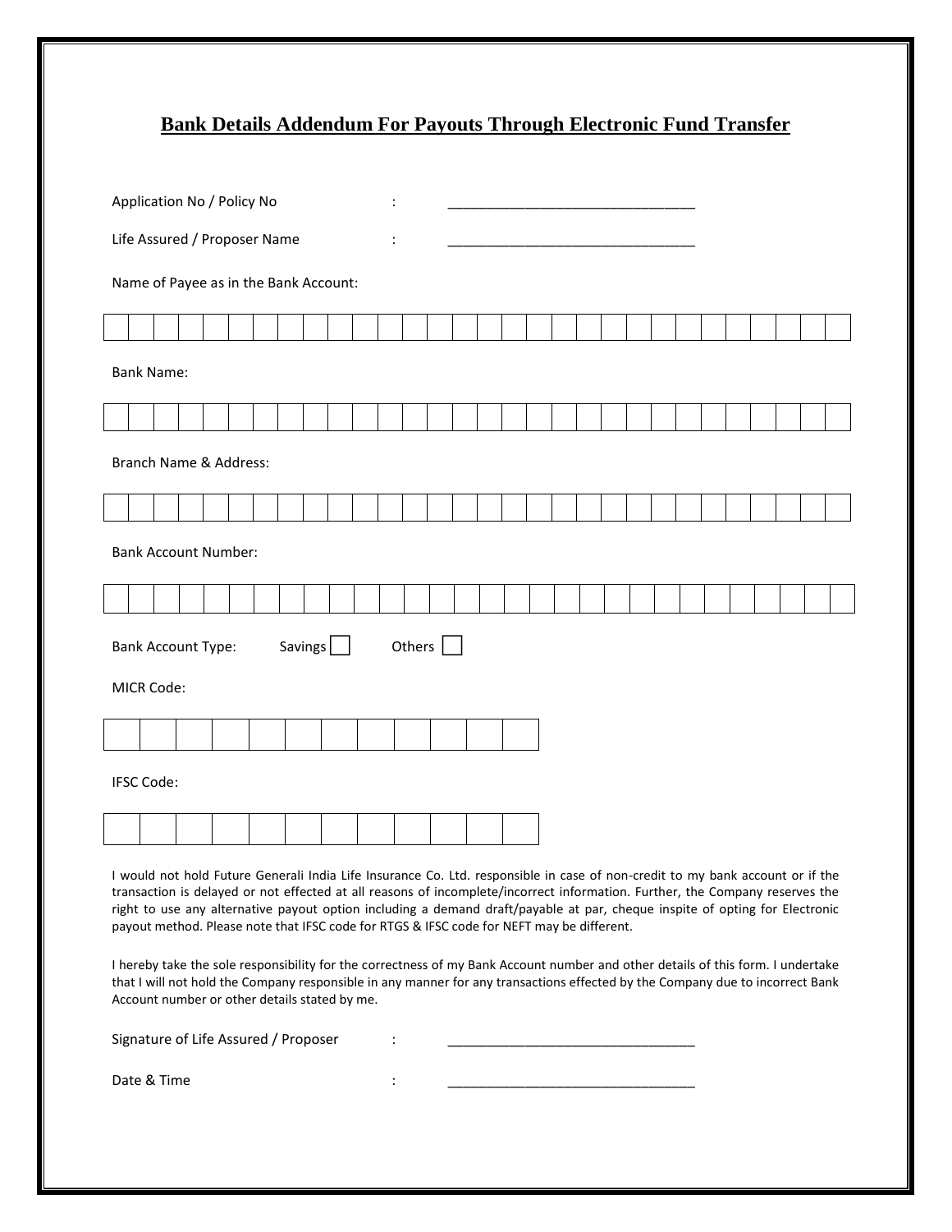# Bank Details Addendum For Payouts Through Electronic Fund Transfer

Application No / Policy No : ________________________________

Life Assured / Proposer Name : ________________________________

Name of Payee as in the Bank Account:

| | | | | | | | | | | | | | | | | | | | | | | | | | | | | | |
|---|---|---|---|---|---|---|---|---|---|---|---|---|---|---|---|---|---|---|---|---|---|---|---|---|---|---|---|---|---|

Bank Name:

| | | | | | | | | | | | | | | | | | | | | | | | | | | | | | |
|---|---|---|---|---|---|---|---|---|---|---|---|---|---|---|---|---|---|---|---|---|---|---|---|---|---|---|---|---|---|

Branch Name & Address:

| | | | | | | | | | | | | | | | | | | | | | | | | | | | | | |
|---|---|---|---|---|---|---|---|---|---|---|---|---|---|---|---|---|---|---|---|---|---|---|---|---|---|---|---|---|---|

Bank Account Number:

| | | | | | | | | | | | | | | | | | | | | | | | | | | | | | |
|---|---|---|---|---|---|---|---|---|---|---|---|---|---|---|---|---|---|---|---|---|---|---|---|---|---|---|---|---|---|

Bank Account Type: Savings ☐ Others ☐

MICR Code:

| | | | | | | | | | | | |
|---|---|---|---|---|---|---|---|---|---|---|---|

IFSC Code:

| | | | | | | | | | | | |
|---|---|---|---|---|---|---|---|---|---|---|---|

I would not hold Future Generali India Life Insurance Co. Ltd. responsible in case of non-credit to my bank account or if the transaction is delayed or not effected at all reasons of incomplete/incorrect information. Further, the Company reserves the right to use any alternative payout option including a demand draft/payable at par, cheque inspite of opting for Electronic payout method. Please note that IFSC code for RTGS & IFSC code for NEFT may be different.

I hereby take the sole responsibility for the correctness of my Bank Account number and other details of this form. I undertake that I will not hold the Company responsible in any manner for any transactions effected by the Company due to incorrect Bank Account number or other details stated by me.

Signature of Life Assured / Proposer : ________________________________

Date & Time : ________________________________